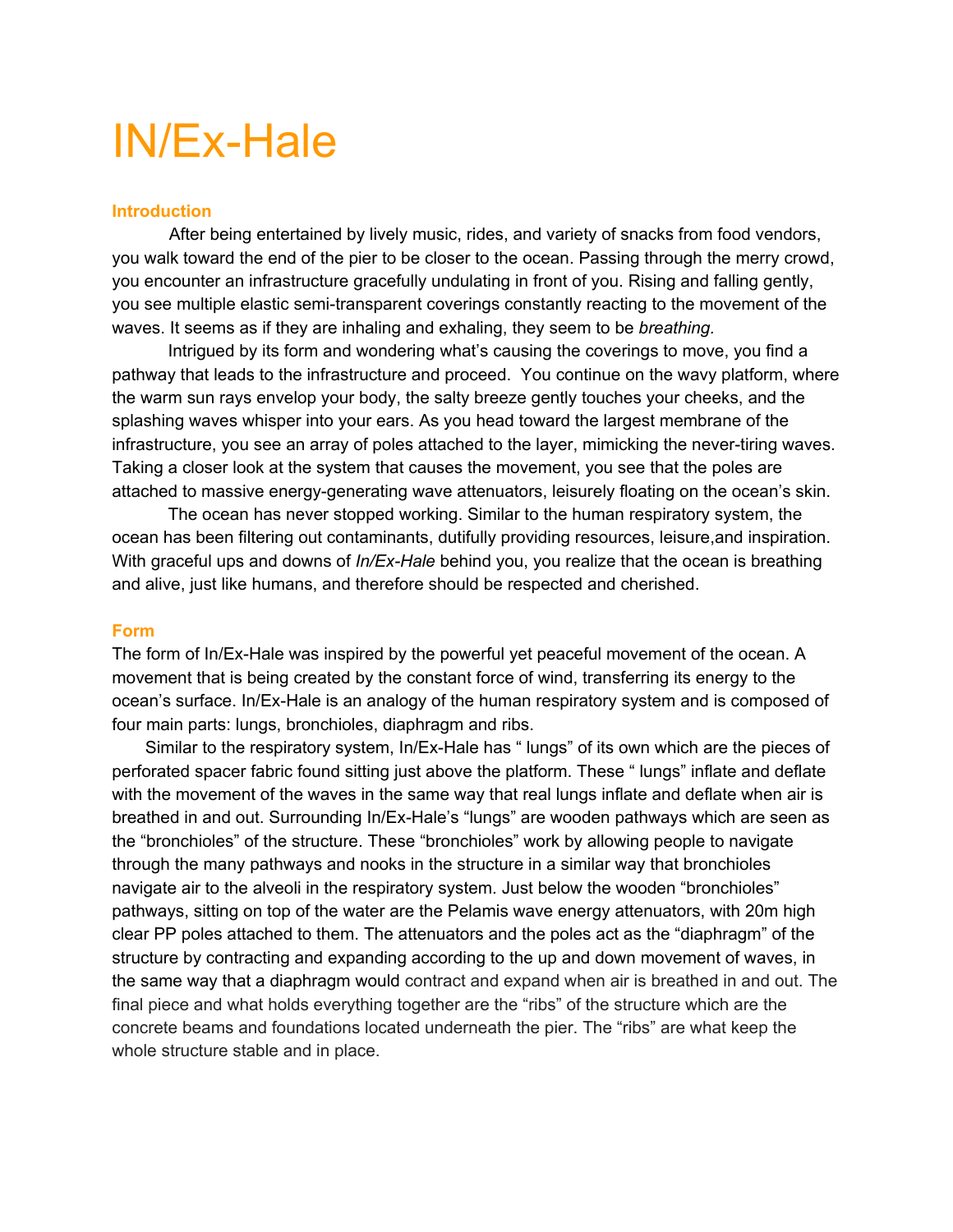# IN/Ex-Hale

## Introduction

After being entertained by lively music, rides, and variety of snacks from food vendors, you walk toward the end of the pier to be closer to the ocean. Passing through the merry crowd, you encounter an infrastructure gracefully undulating in front of you. Rising and falling gently, you see multiple elastic semi-transparent coverings constantly reacting to the movement of the waves. It seems as if they are inhaling and exhaling, they seem to be *breathing.*

Intrigued by its form and wondering what's causing the coverings to move, you find a pathway that leads to the infrastructure and proceed. You continue on the wavy platform, where the warm sun rays envelop your body, the salty breeze gently touches your cheeks, and the splashing waves whisper into your ears. As you head toward the largest membrane of the infrastructure, you see an array of poles attached to the layer, mimicking the never-tiring waves. Taking a closer look at the system that causes the movement, you see that the poles are attached to massive energy-generating wave attenuators, leisurely floating on the ocean's skin.

The ocean has never stopped working. Similar to the human respiratory system, the ocean has been filtering out contaminants, dutifully providing resources, leisure,and inspiration. With graceful ups and downs of *In/Ex-Hale* behind you, you realize that the ocean is breathing and alive, just like humans, and therefore should be respected and cherished.

## Form

The form of In/Ex-Hale was inspired by the powerful yet peaceful movement of the ocean. A movement that is being created by the constant force of wind, transferring its energy to the ocean's surface. In/Ex-Hale is an analogy of the human respiratory system and is composed of four main parts: lungs, bronchioles, diaphragm and ribs.

Similar to the respiratory system, In/Ex-Hale has " lungs" of its own which are the pieces of perforated spacer fabric found sitting just above the platform. These " lungs" inflate and deflate with the movement of the waves in the same way that real lungs inflate and deflate when air is breathed in and out. Surrounding In/Ex-Hale's "lungs" are wooden pathways which are seen as the "bronchioles" of the structure. These "bronchioles" work by allowing people to navigate through the many pathways and nooks in the structure in a similar way that bronchioles navigate air to the alveoli in the respiratory system. Just below the wooden "bronchioles" pathways, sitting on top of the water are the Pelamis wave energy attenuators, with 20m high clear PP poles attached to them. The attenuators and the poles act as the "diaphragm" of the structure by contracting and expanding according to the up and down movement of waves, in the same way that a diaphragm would contract and expand when air is breathed in and out. The final piece and what holds everything together are the "ribs" of the structure which are the concrete beams and foundations located underneath the pier. The "ribs" are what keep the whole structure stable and in place.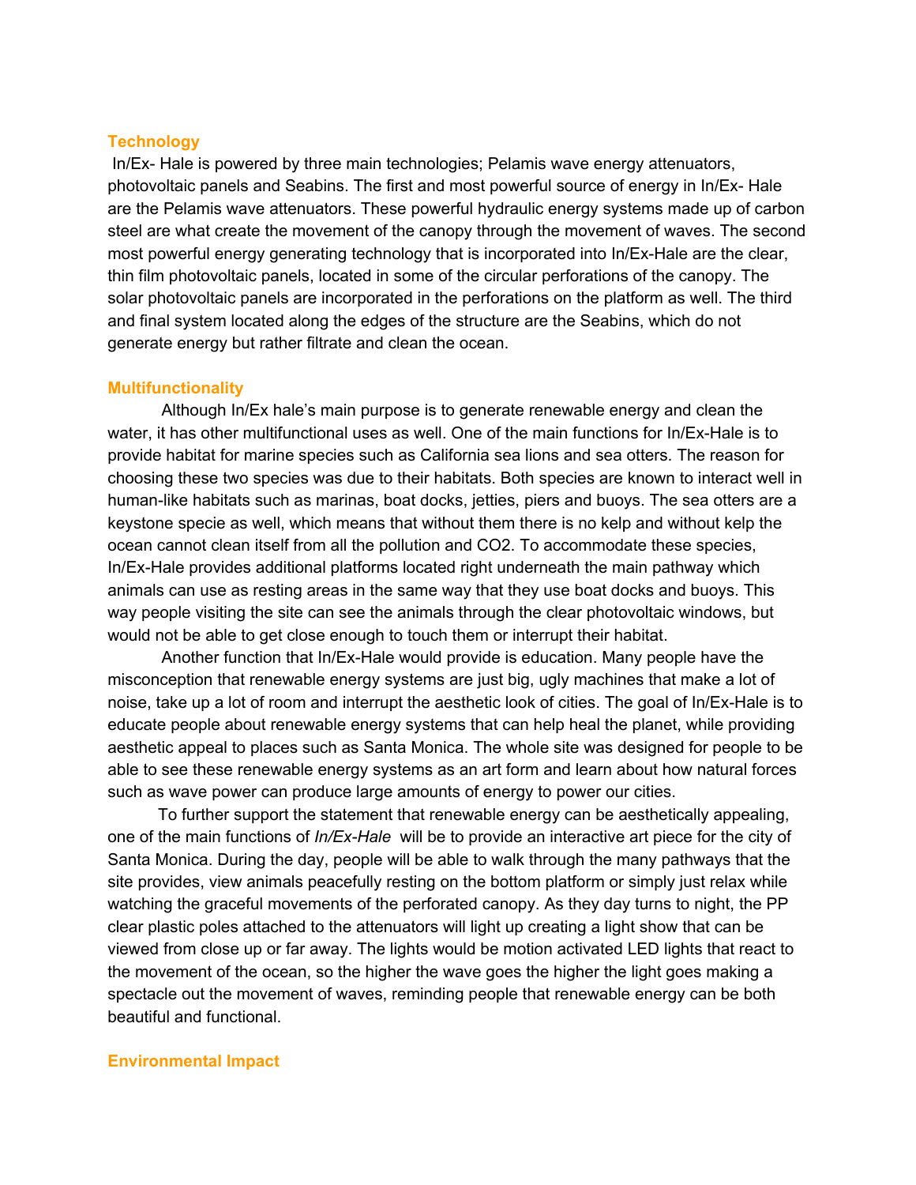## Technology

In/Ex- Hale is powered by three main technologies; Pelamis wave energy attenuators, photovoltaic panels and Seabins. The first and most powerful source of energy in In/Ex- Hale are the Pelamis wave attenuators. These powerful hydraulic energy systems made up of carbon steel are what create the movement of the canopy through the movement of waves. The second most powerful energy generating technology that is incorporated into In/Ex-Hale are the clear, thin film photovoltaic panels, located in some of the circular perforations of the canopy. The solar photovoltaic panels are incorporated in the perforations on the platform as well. The third and final system located along the edges of the structure are the Seabins, which do not generate energy but rather filtrate and clean the ocean.

## Multifunctionality

Although In/Ex hale's main purpose is to generate renewable energy and clean the water, it has other multifunctional uses as well. One of the main functions for In/Ex-Hale is to provide habitat for marine species such as California sea lions and sea otters. The reason for choosing these two species was due to their habitats. Both species are known to interact well in human-like habitats such as marinas, boat docks, jetties, piers and buoys. The sea otters are a keystone specie as well, which means that without them there is no kelp and without kelp the ocean cannot clean itself from all the pollution and CO2. To accommodate these species, In/Ex-Hale provides additional platforms located right underneath the main pathway which animals can use as resting areas in the same way that they use boat docks and buoys. This way people visiting the site can see the animals through the clear photovoltaic windows, but would not be able to get close enough to touch them or interrupt their habitat.

Another function that In/Ex-Hale would provide is education. Many people have the misconception that renewable energy systems are just big, ugly machines that make a lot of noise, take up a lot of room and interrupt the aesthetic look of cities. The goal of In/Ex-Hale is to educate people about renewable energy systems that can help heal the planet, while providing aesthetic appeal to places such as Santa Monica. The whole site was designed for people to be able to see these renewable energy systems as an art form and learn about how natural forces such as wave power can produce large amounts of energy to power our cities.

To further support the statement that renewable energy can be aesthetically appealing, one of the main functions of *In/Ex-Hale* will be to provide an interactive art piece for the city of Santa Monica. During the day, people will be able to walk through the many pathways that the site provides, view animals peacefully resting on the bottom platform or simply just relax while watching the graceful movements of the perforated canopy. As they day turns to night, the PP clear plastic poles attached to the attenuators will light up creating a light show that can be viewed from close up or far away. The lights would be motion activated LED lights that react to the movement of the ocean, so the higher the wave goes the higher the light goes making a spectacle out the movement of waves, reminding people that renewable energy can be both beautiful and functional.

## Environmental Impact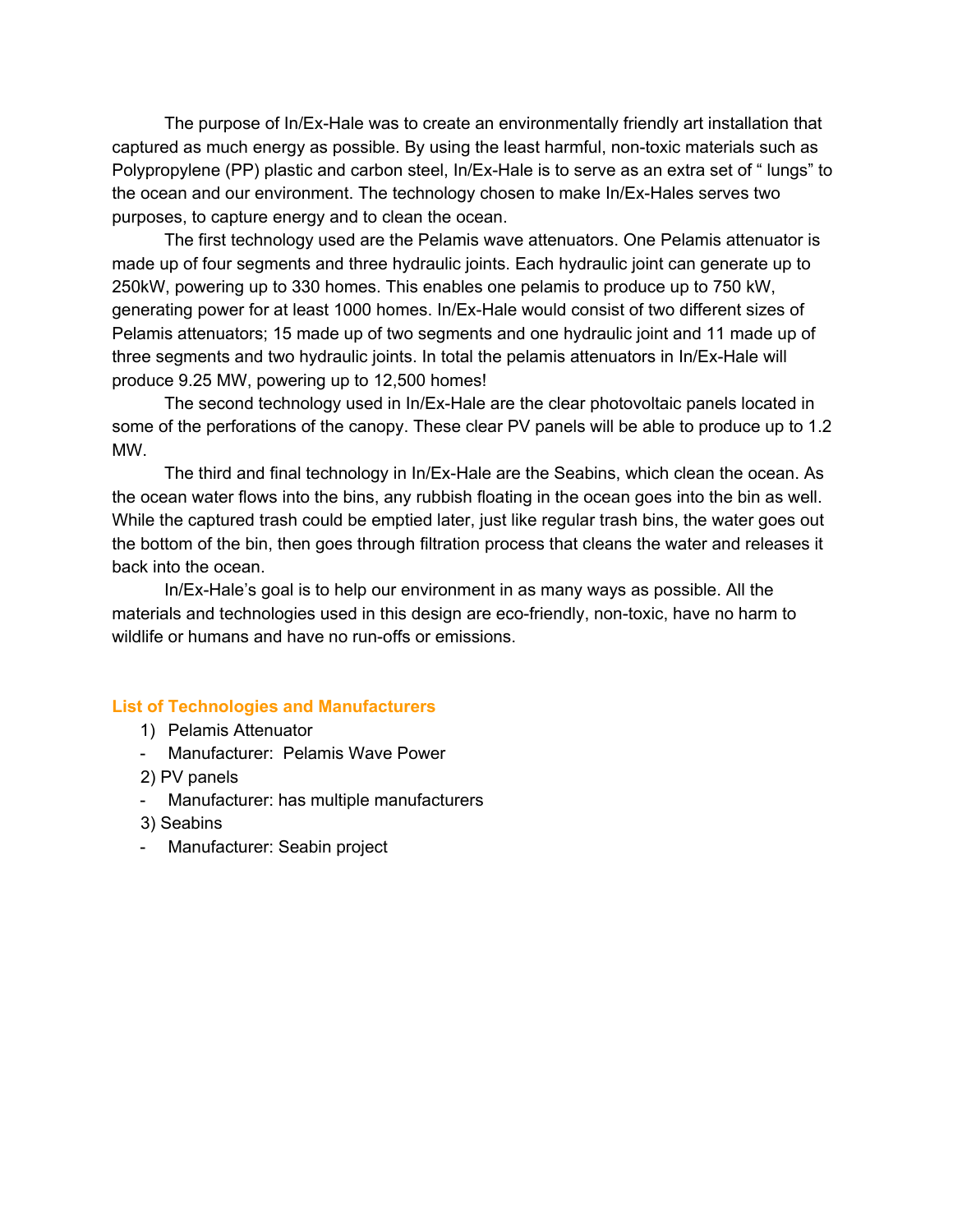The purpose of In/Ex-Hale was to create an environmentally friendly art installation that captured as much energy as possible. By using the least harmful, non-toxic materials such as Polypropylene (PP) plastic and carbon steel, In/Ex-Hale is to serve as an extra set of " lungs" to the ocean and our environment. The technology chosen to make In/Ex-Hales serves two purposes, to capture energy and to clean the ocean.

The first technology used are the Pelamis wave attenuators. One Pelamis attenuator is made up of four segments and three hydraulic joints. Each hydraulic joint can generate up to 250kW, powering up to 330 homes. This enables one pelamis to produce up to 750 kW, generating power for at least 1000 homes. In/Ex-Hale would consist of two different sizes of Pelamis attenuators; 15 made up of two segments and one hydraulic joint and 11 made up of three segments and two hydraulic joints. In total the pelamis attenuators in In/Ex-Hale will produce 9.25 MW, powering up to 12,500 homes!

The second technology used in In/Ex-Hale are the clear photovoltaic panels located in some of the perforations of the canopy. These clear PV panels will be able to produce up to 1.2 MW.

The third and final technology in In/Ex-Hale are the Seabins, which clean the ocean. As the ocean water flows into the bins, any rubbish floating in the ocean goes into the bin as well. While the captured trash could be emptied later, just like regular trash bins, the water goes out the bottom of the bin, then goes through filtration process that cleans the water and releases it back into the ocean.

In/Ex-Hale's goal is to help our environment in as many ways as possible. All the materials and technologies used in this design are eco-friendly, non-toxic, have no harm to wildlife or humans and have no run-offs or emissions.

## List of Technologies and Manufacturers

1) Pelamis Attenuator
   - Manufacturer: Pelamis Wave Power
2) PV panels
   - Manufacturer: has multiple manufacturers
3) Seabins
   - Manufacturer: Seabin project